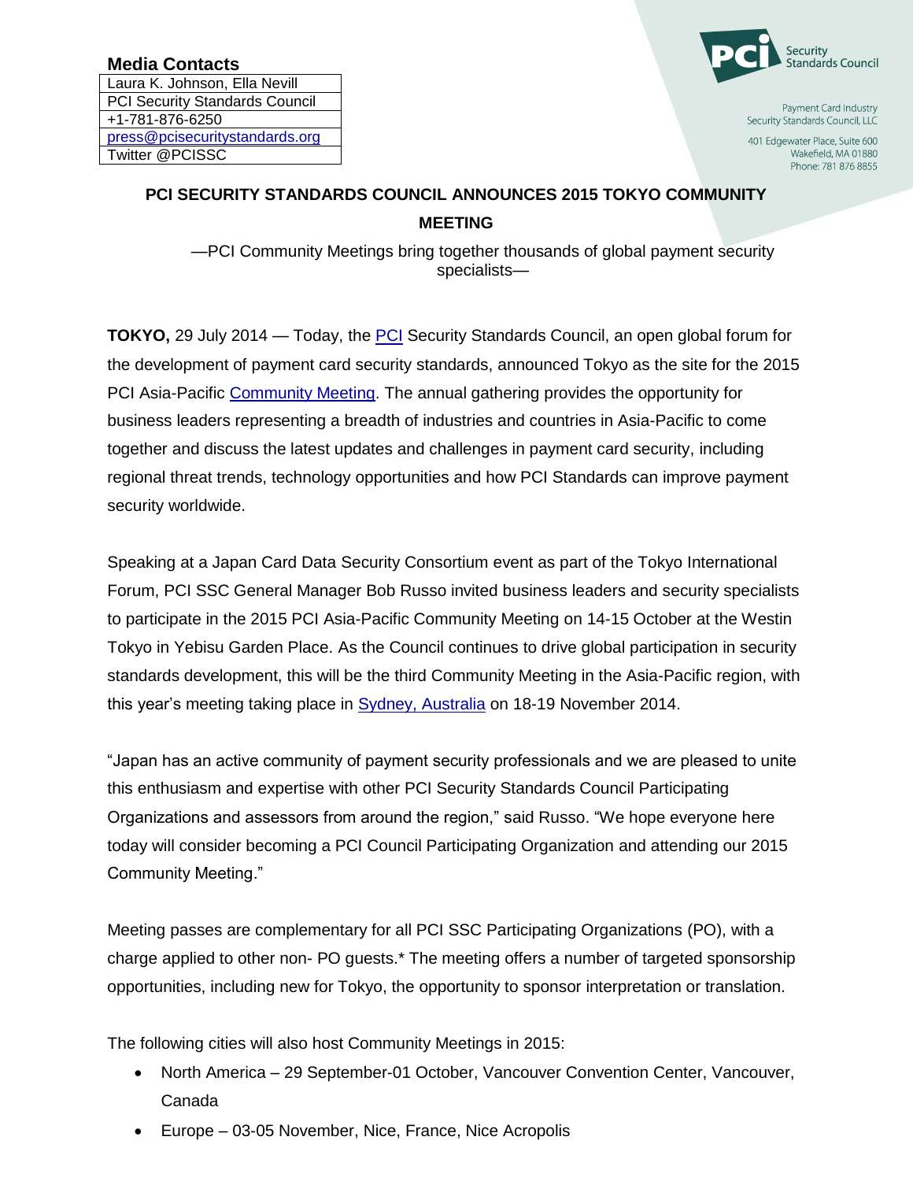**Media Contacts**

| Laura K. Johnson, Ella Nevill |
| --- |
| PCI Security Standards Council |
| +1-781-876-6250 |
| press@pcisecuritystandards.org |
| Twitter @PCISSC |

PCI Security Standards Council

Payment Card Industry Security Standards Council, LLC

401 Edgewater Place, Suite 600
Wakefield, MA 01880
Phone: 781 876 8855

# PCI SECURITY STANDARDS COUNCIL ANNOUNCES 2015 TOKYO COMMUNITY MEETING

—PCI Community Meetings bring together thousands of global payment security specialists—

**TOKYO,** 29 July 2014 — Today, the PCI Security Standards Council, an open global forum for the development of payment card security standards, announced Tokyo as the site for the 2015 PCI Asia-Pacific Community Meeting. The annual gathering provides the opportunity for business leaders representing a breadth of industries and countries in Asia-Pacific to come together and discuss the latest updates and challenges in payment card security, including regional threat trends, technology opportunities and how PCI Standards can improve payment security worldwide.

Speaking at a Japan Card Data Security Consortium event as part of the Tokyo International Forum, PCI SSC General Manager Bob Russo invited business leaders and security specialists to participate in the 2015 PCI Asia-Pacific Community Meeting on 14-15 October at the Westin Tokyo in Yebisu Garden Place. As the Council continues to drive global participation in security standards development, this will be the third Community Meeting in the Asia-Pacific region, with this year's meeting taking place in Sydney, Australia on 18-19 November 2014.

"Japan has an active community of payment security professionals and we are pleased to unite this enthusiasm and expertise with other PCI Security Standards Council Participating Organizations and assessors from around the region," said Russo. "We hope everyone here today will consider becoming a PCI Council Participating Organization and attending our 2015 Community Meeting."

Meeting passes are complementary for all PCI SSC Participating Organizations (PO), with a charge applied to other non- PO guests.* The meeting offers a number of targeted sponsorship opportunities, including new for Tokyo, the opportunity to sponsor interpretation or translation.

The following cities will also host Community Meetings in 2015:

- North America – 29 September-01 October, Vancouver Convention Center, Vancouver, Canada
- Europe – 03-05 November, Nice, France, Nice Acropolis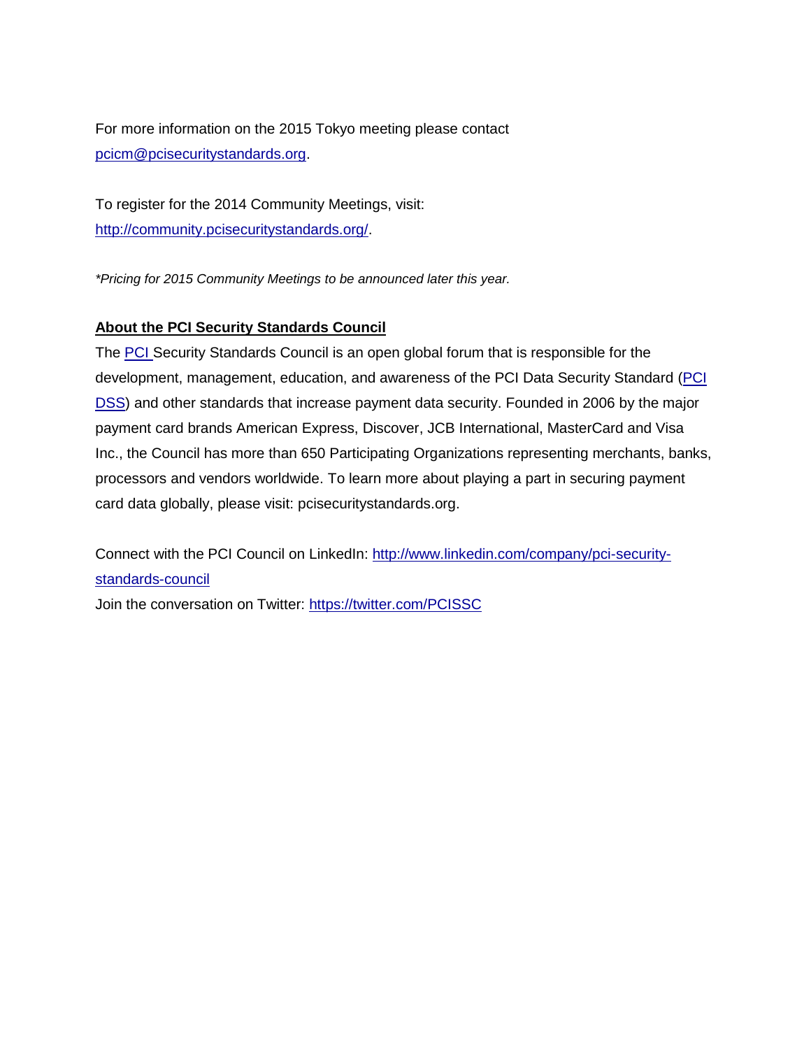For more information on the 2015 Tokyo meeting please contact [pcicm@pcisecuritystandards.org](mailto:pcicm@pcisecuritystandards.org).

To register for the 2014 Community Meetings, visit: [http://community.pcisecuritystandards.org/](http://community.pcisecuritystandards.org/).

*\*Pricing for 2015 Community Meetings to be announced later this year.*

**About the PCI Security Standards Council**

The PCI Security Standards Council is an open global forum that is responsible for the development, management, education, and awareness of the PCI Data Security Standard (PCI DSS) and other standards that increase payment data security. Founded in 2006 by the major payment card brands American Express, Discover, JCB International, MasterCard and Visa Inc., the Council has more than 650 Participating Organizations representing merchants, banks, processors and vendors worldwide. To learn more about playing a part in securing payment card data globally, please visit: pcisecuritystandards.org.

Connect with the PCI Council on LinkedIn: [http://www.linkedin.com/company/pci-security-standards-council](http://www.linkedin.com/company/pci-security-standards-council)

Join the conversation on Twitter: [https://twitter.com/PCISSC](https://twitter.com/PCISSC)